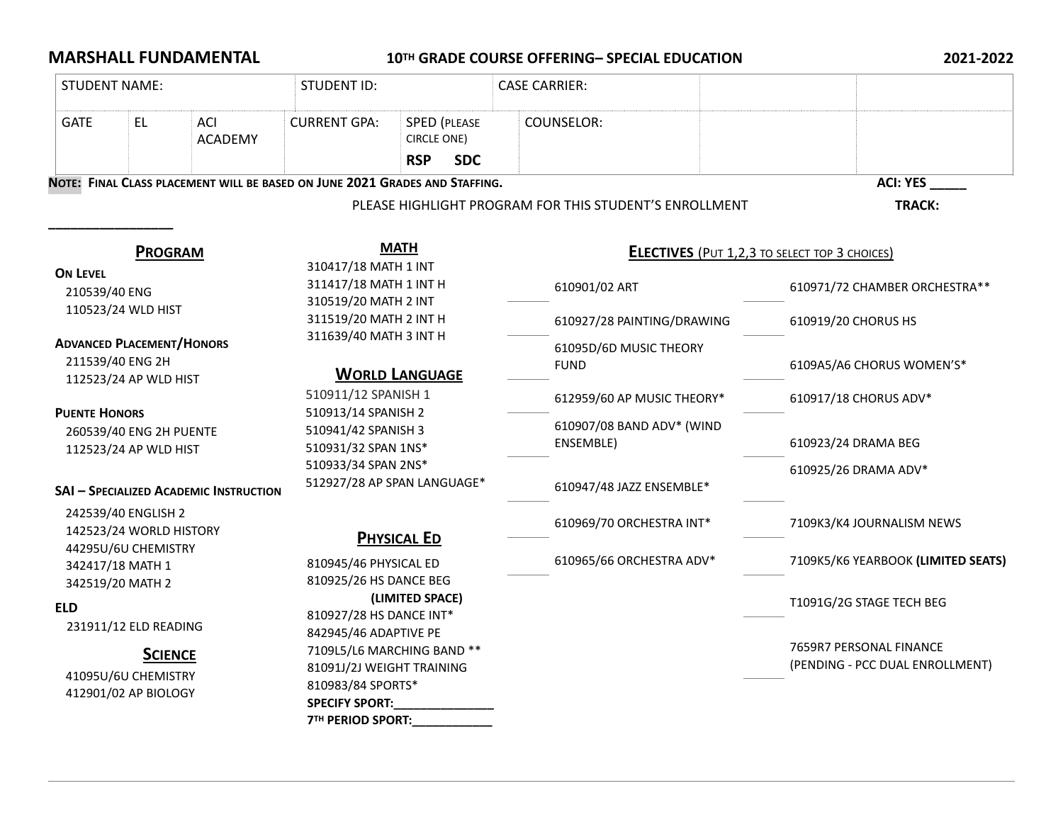**MARSHALL FUNDAMENTAL** **10TH GRADE COURSE OFFERING– SPECIAL EDUCATION** **2021-2022**

| STUDENT NAME: | | | STUDENT ID: | | CASE CARRIER: | | |
|---|---|---|---|---|---|---|---|
| GATE | EL | ACI ACADEMY | CURRENT GPA: | SPED (PLEASE CIRCLE ONE) **RSP SDC** | COUNSELOR: | | |

**NOTE: FINAL CLASS PLACEMENT WILL BE BASED ON JUNE 2021 GRADES AND STAFFING.** **ACI: YES _____**

PLEASE HIGHLIGHT PROGRAM FOR THIS STUDENT'S ENROLLMENT **TRACK: ________________**

## PROGRAM

**ON LEVEL**
- 210539/40 ENG
- 110523/24 WLD HIST

**ADVANCED PLACEMENT/HONORS**
- 211539/40 ENG 2H
- 112523/24 AP WLD HIST

**PUENTE HONORS**
- 260539/40 ENG 2H PUENTE
- 112523/24 AP WLD HIST

**SAI – SPECIALIZED ACADEMIC INSTRUCTION**
- 242539/40 ENGLISH 2
- 142523/24 WORLD HISTORY
- 44295U/6U CHEMISTRY
- 342417/18 MATH 1
- 342519/20 MATH 2

**ELD**
- 231911/12 ELD READING

## SCIENCE

- 41095U/6U CHEMISTRY
- 412901/02 AP BIOLOGY

## MATH

- 310417/18 MATH 1 INT
- 311417/18 MATH 1 INT H
- 310519/20 MATH 2 INT
- 311519/20 MATH 2 INT H
- 311639/40 MATH 3 INT H

## WORLD LANGUAGE

- 510911/12 SPANISH 1
- 510913/14 SPANISH 2
- 510941/42 SPANISH 3
- 510931/32 SPAN 1NS*
- 510933/34 SPAN 2NS*
- 512927/28 AP SPAN LANGUAGE*

## PHYSICAL ED

- 810945/46 PHYSICAL ED
- 810925/26 HS DANCE BEG **(LIMITED SPACE)**
- 810927/28 HS DANCE INT*
- 842945/46 ADAPTIVE PE
- 7109L5/L6 MARCHING BAND **
- 81091J/2J WEIGHT TRAINING
- 810983/84 SPORTS*

**SPECIFY SPORT:_______________**

**7TH PERIOD SPORT:____________**

## ELECTIVES (PUT 1,2,3 TO SELECT TOP 3 CHOICES)

| | | | |
|---|---|---|---|
| ______ | 610901/02 ART | ______ | 610971/72 CHAMBER ORCHESTRA** |
| ______ | 610927/28 PAINTING/DRAWING | ______ | 610919/20 CHORUS HS |
| ______ | 61095D/6D MUSIC THEORY FUND | ______ | 6109A5/A6 CHORUS WOMEN'S* |
| ______ | 612959/60 AP MUSIC THEORY* | ______ | 610917/18 CHORUS ADV* |
| ______ | 610907/08 BAND ADV* (WIND ENSEMBLE) | ______ | 610923/24 DRAMA BEG |
| ______ | 610947/48 JAZZ ENSEMBLE* | ______ | 610925/26 DRAMA ADV* |
| ______ | 610969/70 ORCHESTRA INT* | ______ | 7109K3/K4 JOURNALISM NEWS |
| ______ | 610965/66 ORCHESTRA ADV* | ______ | 7109K5/K6 YEARBOOK **(LIMITED SEATS)** |
| | | ______ | T1091G/2G STAGE TECH BEG |
| | | ______ | 7659R7 PERSONAL FINANCE (PENDING - PCC DUAL ENROLLMENT) |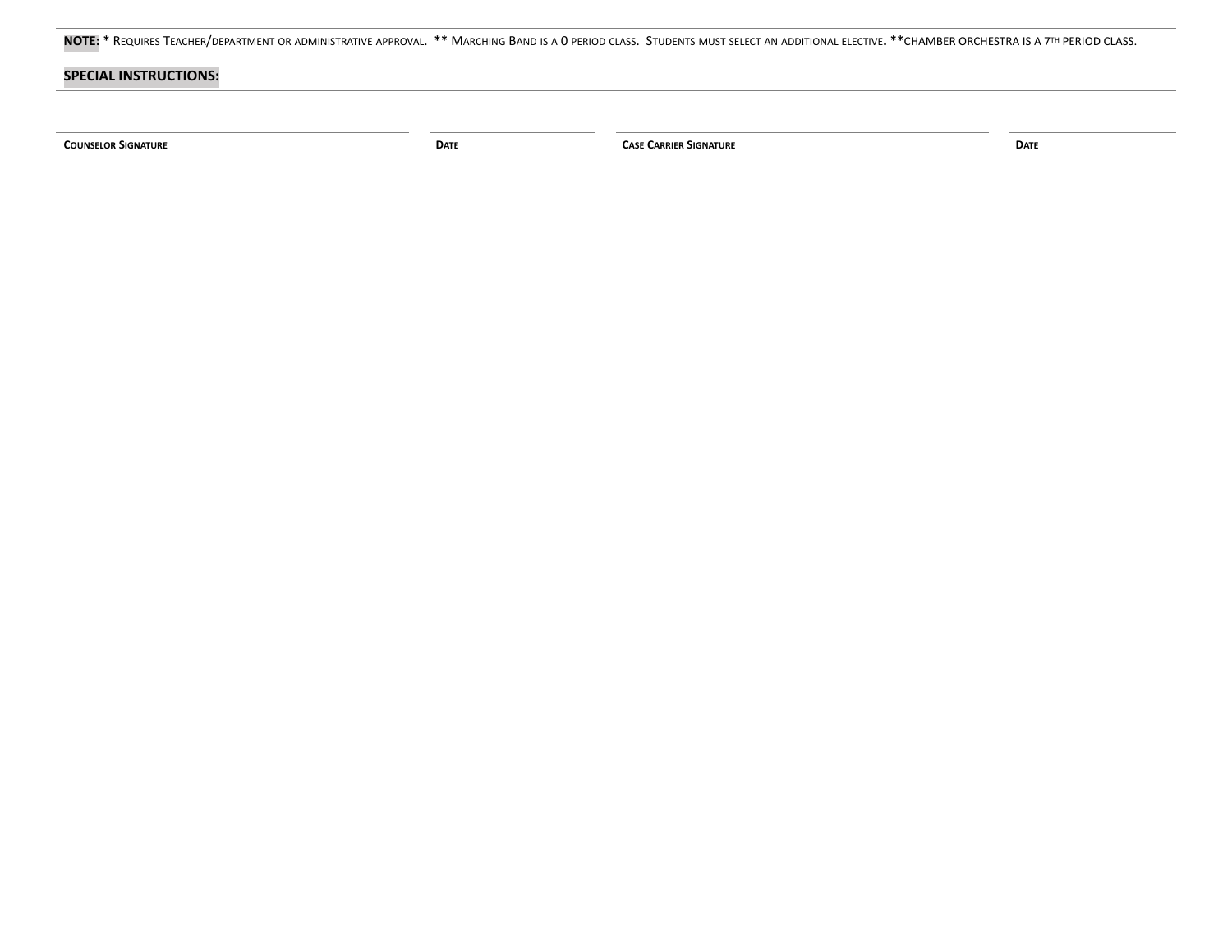**NOTE:** * Requires Teacher/department or administrative approval. ** Marching Band is a 0 period class. Students must select an additional elective. **chamber orchestra is a 7th period class.

**SPECIAL INSTRUCTIONS:**

| | | | |
|---|---|---|---|
| **Counselor Signature** | **Date** | **Case Carrier Signature** | **Date** |